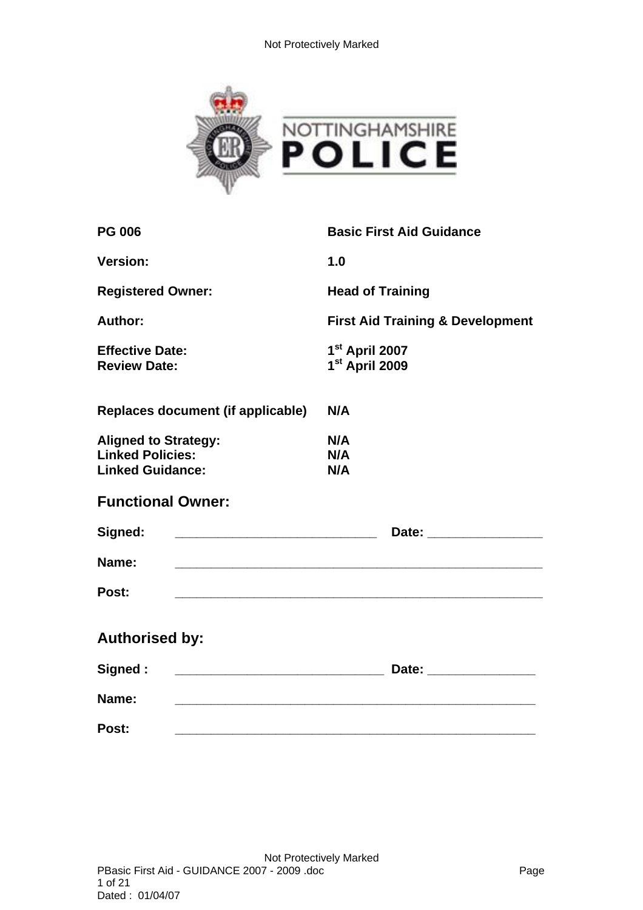**NOTTINGHAMSHIRE POLICE**

| | |
|---|---|
| **PG 006** | **Basic First Aid Guidance** |
| **Version:** | **1.0** |
| **Registered Owner:** | **Head of Training** |
| **Author:** | **First Aid Training & Development** |
| **Effective Date:** | **1st April 2007** |
| **Review Date:** | **1st April 2009** |
| **Replaces document (if applicable)** | **N/A** |
| **Aligned to Strategy:** | **N/A** |
| **Linked Policies:** | **N/A** |
| **Linked Guidance:** | **N/A** |

## Functional Owner:

**Signed:** ____________________________ **Date:** ________________

**Name:** ____________________________________________________

**Post:** ____________________________________________________

## Authorised by:

**Signed :** _____________________________ **Date:** _______________

**Name:** ____________________________________________________

**Post:** ____________________________________________________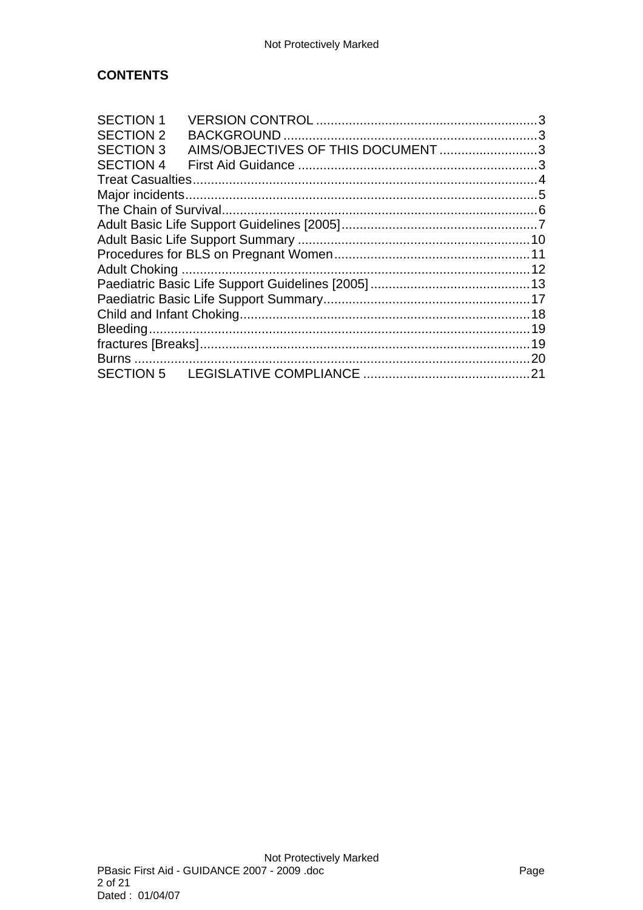**CONTENTS**

SECTION 1 VERSION CONTROL ............................................................3
SECTION 2 BACKGROUND ......................................................................3
SECTION 3 AIMS/OBJECTIVES OF THIS DOCUMENT ...........................3
SECTION 4 First Aid Guidance ..................................................................3
Treat Casualties..............................................................................................4
Major incidents................................................................................................5
The Chain of Survival......................................................................................6
Adult Basic Life Support Guidelines [2005].......................................................7
Adult Basic Life Support Summary .................................................................10
Procedures for BLS on Pregnant Women.......................................................11
Adult Choking ................................................................................................12
Paediatric Basic Life Support Guidelines [2005].............................................13
Paediatric Basic Life Support Summary..........................................................17
Child and Infant Choking................................................................................18
Bleeding.........................................................................................................19
fractures [Breaks]...........................................................................................19
Burns .............................................................................................................20
SECTION 5 LEGISLATIVE COMPLIANCE ..............................................21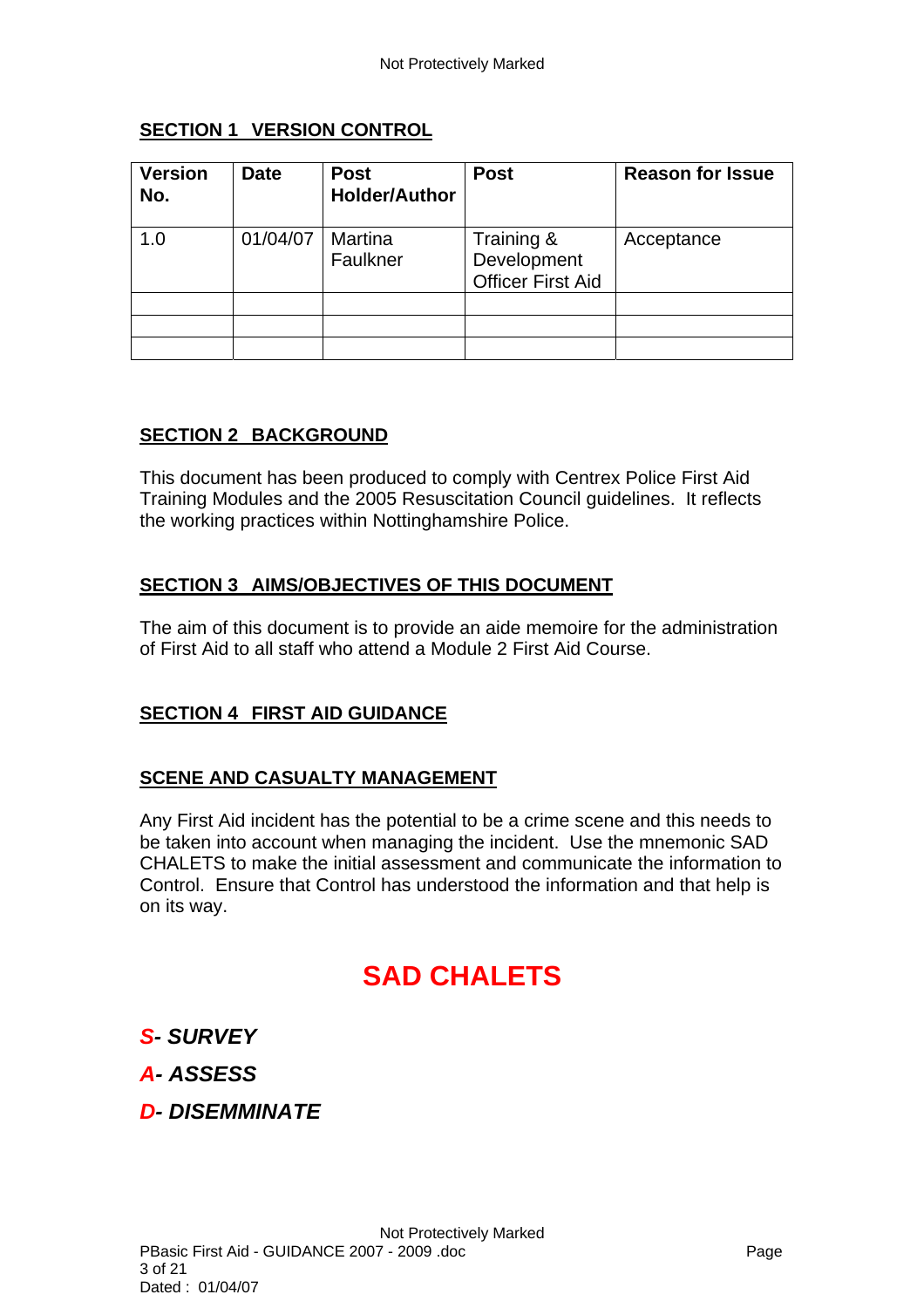## SECTION 1 VERSION CONTROL

| Version No. | Date | Post Holder/Author | Post | Reason for Issue |
|---|---|---|---|---|
| 1.0 | 01/04/07 | Martina Faulkner | Training & Development Officer First Aid | Acceptance |
| | | | | |
| | | | | |
| | | | | |

## SECTION 2 BACKGROUND

This document has been produced to comply with Centrex Police First Aid Training Modules and the 2005 Resuscitation Council guidelines. It reflects the working practices within Nottinghamshire Police.

## SECTION 3 AIMS/OBJECTIVES OF THIS DOCUMENT

The aim of this document is to provide an aide memoire for the administration of First Aid to all staff who attend a Module 2 First Aid Course.

## SECTION 4 FIRST AID GUIDANCE

### SCENE AND CASUALTY MANAGEMENT

Any First Aid incident has the potential to be a crime scene and this needs to be taken into account when managing the incident. Use the mnemonic SAD CHALETS to make the initial assessment and communicate the information to Control. Ensure that Control has understood the information and that help is on its way.

# SAD CHALETS

***S- SURVEY***

***A- ASSESS***

***D- DISEMMINATE***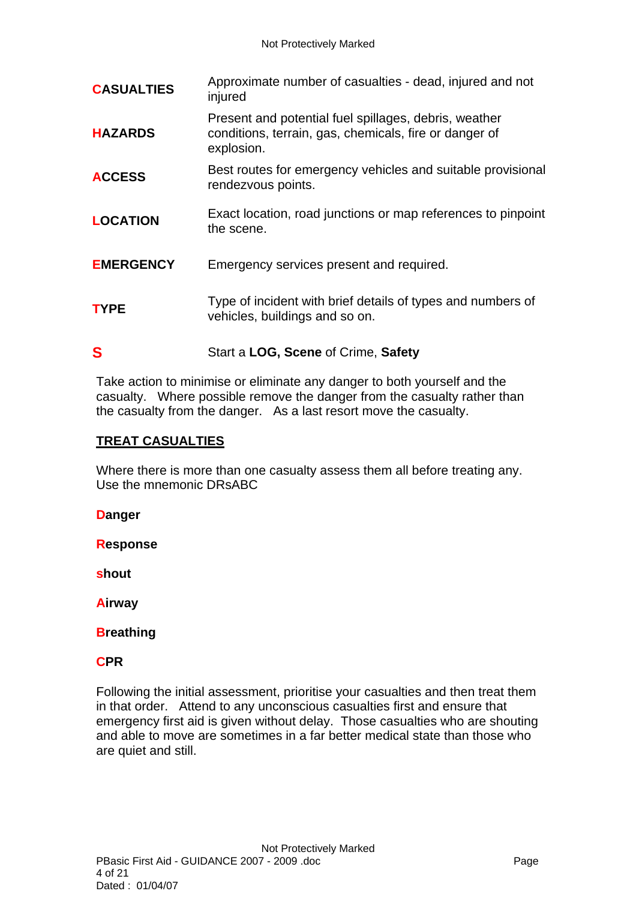| | |
|---|---|
| **CASUALTIES** | Approximate number of casualties - dead, injured and not injured |
| **HAZARDS** | Present and potential fuel spillages, debris, weather conditions, terrain, gas, chemicals, fire or danger of explosion. |
| **ACCESS** | Best routes for emergency vehicles and suitable provisional rendezvous points. |
| **LOCATION** | Exact location, road junctions or map references to pinpoint the scene. |
| **EMERGENCY** | Emergency services present and required. |
| **TYPE** | Type of incident with brief details of types and numbers of vehicles, buildings and so on. |
| **S** | Start a **LOG, Scene** of Crime, **Safety** |

Take action to minimise or eliminate any danger to both yourself and the casualty. Where possible remove the danger from the casualty rather than the casualty from the danger. As a last resort move the casualty.

**TREAT CASUALTIES**

Where there is more than one casualty assess them all before treating any. Use the mnemonic DRsABC

**Danger**

**Response**

**shout**

**Airway**

**Breathing**

**CPR**

Following the initial assessment, prioritise your casualties and then treat them in that order. Attend to any unconscious casualties first and ensure that emergency first aid is given without delay. Those casualties who are shouting and able to move are sometimes in a far better medical state than those who are quiet and still.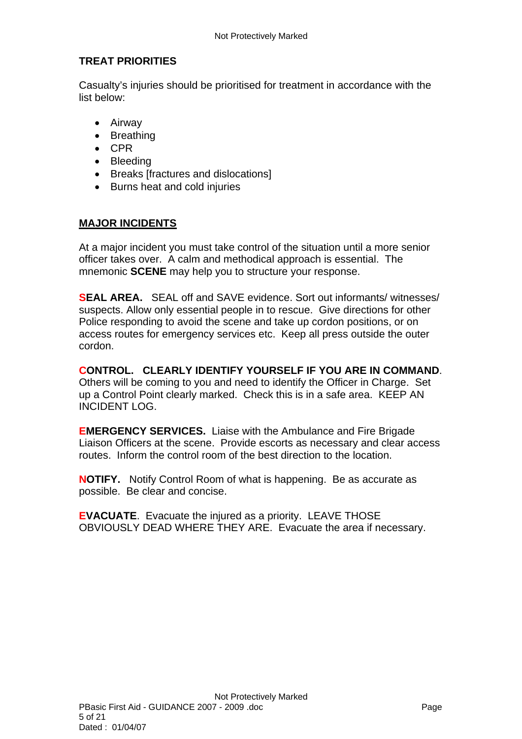## TREAT PRIORITIES

Casualty's injuries should be prioritised for treatment in accordance with the list below:

- Airway
- Breathing
- CPR
- Bleeding
- Breaks [fractures and dislocations]
- Burns heat and cold injuries

## MAJOR INCIDENTS

At a major incident you must take control of the situation until a more senior officer takes over. A calm and methodical approach is essential. The mnemonic **SCENE** may help you to structure your response.

**SEAL AREA.** SEAL off and SAVE evidence. Sort out informants/ witnesses/ suspects. Allow only essential people in to rescue. Give directions for other Police responding to avoid the scene and take up cordon positions, or on access routes for emergency services etc. Keep all press outside the outer cordon.

**CONTROL. CLEARLY IDENTIFY YOURSELF IF YOU ARE IN COMMAND**. Others will be coming to you and need to identify the Officer in Charge. Set up a Control Point clearly marked. Check this is in a safe area. KEEP AN INCIDENT LOG.

**EMERGENCY SERVICES.** Liaise with the Ambulance and Fire Brigade Liaison Officers at the scene. Provide escorts as necessary and clear access routes. Inform the control room of the best direction to the location.

**NOTIFY.** Notify Control Room of what is happening. Be as accurate as possible. Be clear and concise.

**EVACUATE**. Evacuate the injured as a priority. LEAVE THOSE OBVIOUSLY DEAD WHERE THEY ARE. Evacuate the area if necessary.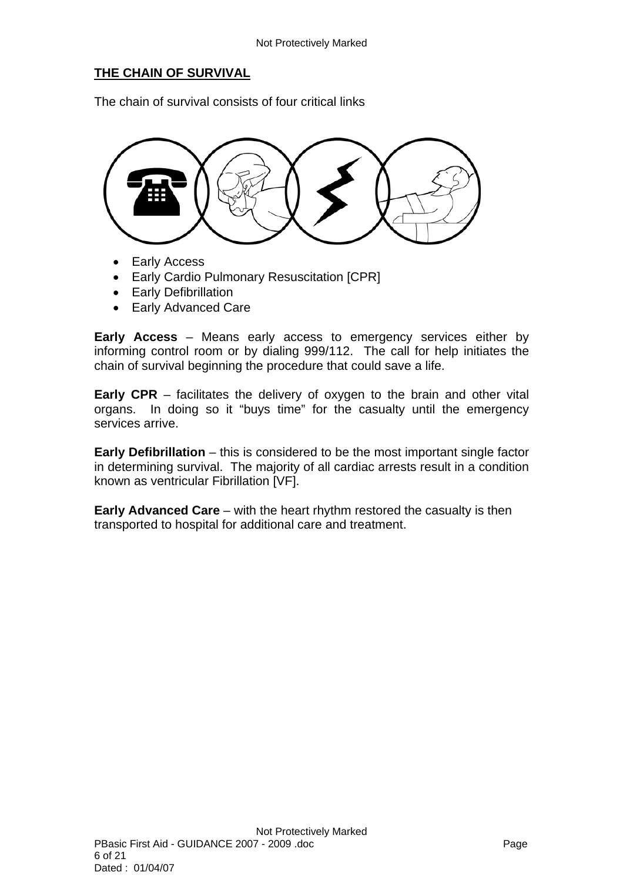## THE CHAIN OF SURVIVAL

The chain of survival consists of four critical links

- Early Access
- Early Cardio Pulmonary Resuscitation [CPR]
- Early Defibrillation
- Early Advanced Care

**Early Access** – Means early access to emergency services either by informing control room or by dialing 999/112. The call for help initiates the chain of survival beginning the procedure that could save a life.

**Early CPR** – facilitates the delivery of oxygen to the brain and other vital organs. In doing so it "buys time" for the casualty until the emergency services arrive.

**Early Defibrillation** – this is considered to be the most important single factor in determining survival. The majority of all cardiac arrests result in a condition known as ventricular Fibrillation [VF].

**Early Advanced Care** – with the heart rhythm restored the casualty is then transported to hospital for additional care and treatment.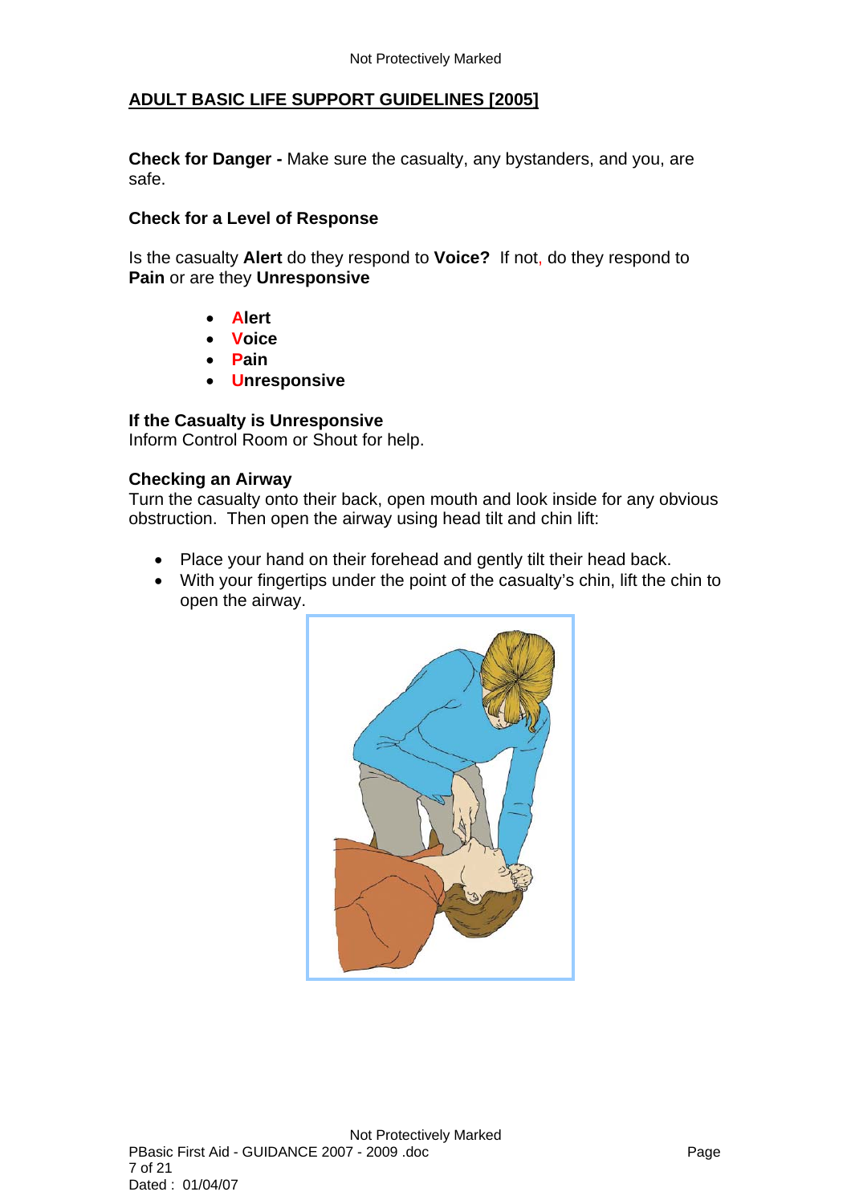## ADULT BASIC LIFE SUPPORT GUIDELINES [2005]

**Check for Danger -** Make sure the casualty, any bystanders, and you, are safe.

**Check for a Level of Response**

Is the casualty **Alert** do they respond to **Voice?** If not, do they respond to **Pain** or are they **Unresponsive**

- **Alert**
- **Voice**
- **Pain**
- **Unresponsive**

**If the Casualty is Unresponsive**
Inform Control Room or Shout for help.

**Checking an Airway**
Turn the casualty onto their back, open mouth and look inside for any obvious obstruction. Then open the airway using head tilt and chin lift:

- Place your hand on their forehead and gently tilt their head back.
- With your fingertips under the point of the casualty's chin, lift the chin to open the airway.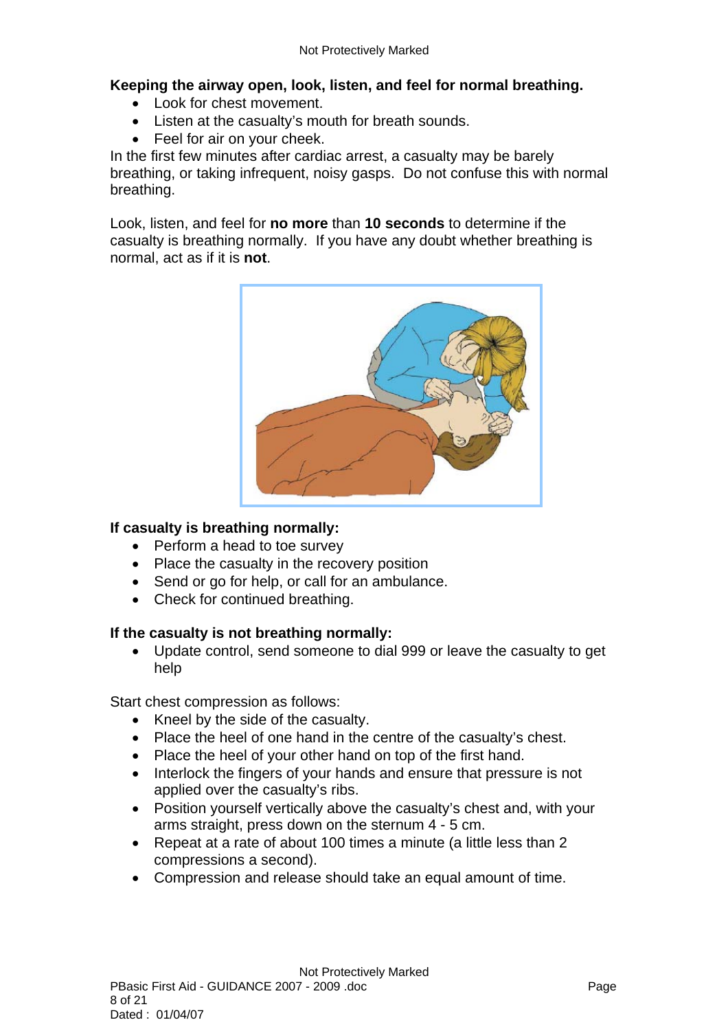**Keeping the airway open, look, listen, and feel for normal breathing.**

- Look for chest movement.
- Listen at the casualty's mouth for breath sounds.
- Feel for air on your cheek.

In the first few minutes after cardiac arrest, a casualty may be barely breathing, or taking infrequent, noisy gasps. Do not confuse this with normal breathing.

Look, listen, and feel for **no more** than **10 seconds** to determine if the casualty is breathing normally. If you have any doubt whether breathing is normal, act as if it is **not**.

**If casualty is breathing normally:**

- Perform a head to toe survey
- Place the casualty in the recovery position
- Send or go for help, or call for an ambulance.
- Check for continued breathing.

**If the casualty is not breathing normally:**

- Update control, send someone to dial 999 or leave the casualty to get help

Start chest compression as follows:

- Kneel by the side of the casualty.
- Place the heel of one hand in the centre of the casualty's chest.
- Place the heel of your other hand on top of the first hand.
- Interlock the fingers of your hands and ensure that pressure is not applied over the casualty's ribs.
- Position yourself vertically above the casualty's chest and, with your arms straight, press down on the sternum 4 - 5 cm.
- Repeat at a rate of about 100 times a minute (a little less than 2 compressions a second).
- Compression and release should take an equal amount of time.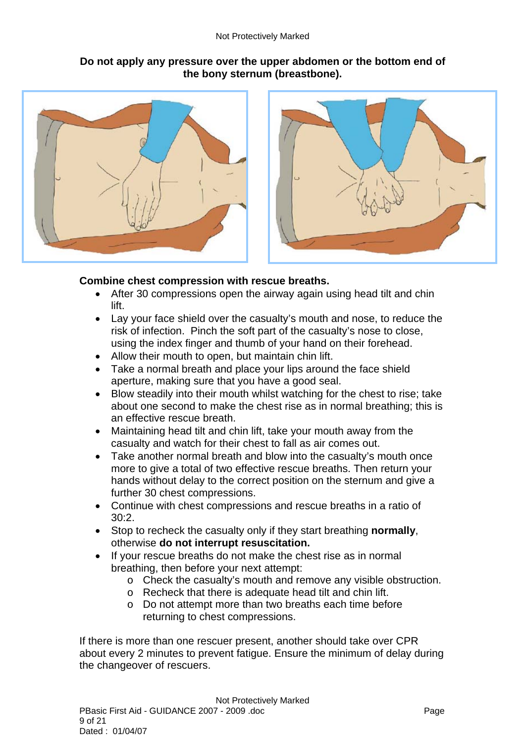**Do not apply any pressure over the upper abdomen or the bottom end of the bony sternum (breastbone).**

**Combine chest compression with rescue breaths.**

- After 30 compressions open the airway again using head tilt and chin lift.
- Lay your face shield over the casualty's mouth and nose, to reduce the risk of infection. Pinch the soft part of the casualty's nose to close, using the index finger and thumb of your hand on their forehead.
- Allow their mouth to open, but maintain chin lift.
- Take a normal breath and place your lips around the face shield aperture, making sure that you have a good seal.
- Blow steadily into their mouth whilst watching for the chest to rise; take about one second to make the chest rise as in normal breathing; this is an effective rescue breath.
- Maintaining head tilt and chin lift, take your mouth away from the casualty and watch for their chest to fall as air comes out.
- Take another normal breath and blow into the casualty's mouth once more to give a total of two effective rescue breaths. Then return your hands without delay to the correct position on the sternum and give a further 30 chest compressions.
- Continue with chest compressions and rescue breaths in a ratio of 30:2.
- Stop to recheck the casualty only if they start breathing **normally**, otherwise **do not interrupt resuscitation.**
- If your rescue breaths do not make the chest rise as in normal breathing, then before your next attempt:
  - Check the casualty's mouth and remove any visible obstruction.
  - Recheck that there is adequate head tilt and chin lift.
  - Do not attempt more than two breaths each time before returning to chest compressions.

If there is more than one rescuer present, another should take over CPR about every 2 minutes to prevent fatigue. Ensure the minimum of delay during the changeover of rescuers.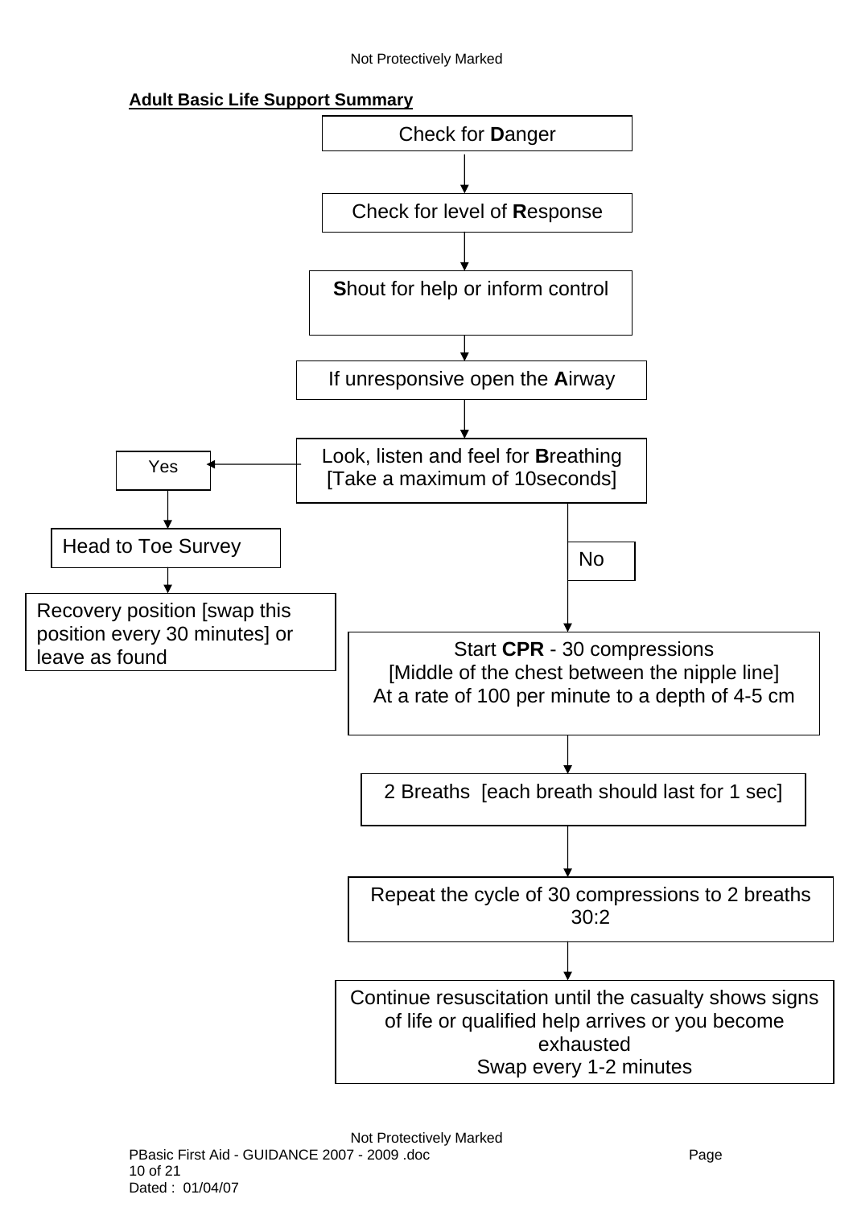**Adult Basic Life Support Summary**

Check for **D**anger

↓

Check for level of **R**esponse

↓

**S**hout for help or inform control

↓

If unresponsive open the **A**irway

↓

Look, listen and feel for **B**reathing
[Take a maximum of 10seconds]

**Yes** →

Head to Toe Survey

↓

Recovery position [swap this position every 30 minutes] or leave as found

**No** →

Start **CPR** - 30 compressions
[Middle of the chest between the nipple line]
At a rate of 100 per minute to a depth of 4-5 cm

↓

2 Breaths [each breath should last for 1 sec]

↓

Repeat the cycle of 30 compressions to 2 breaths 30:2

↓

Continue resuscitation until the casualty shows signs of life or qualified help arrives or you become exhausted
Swap every 1-2 minutes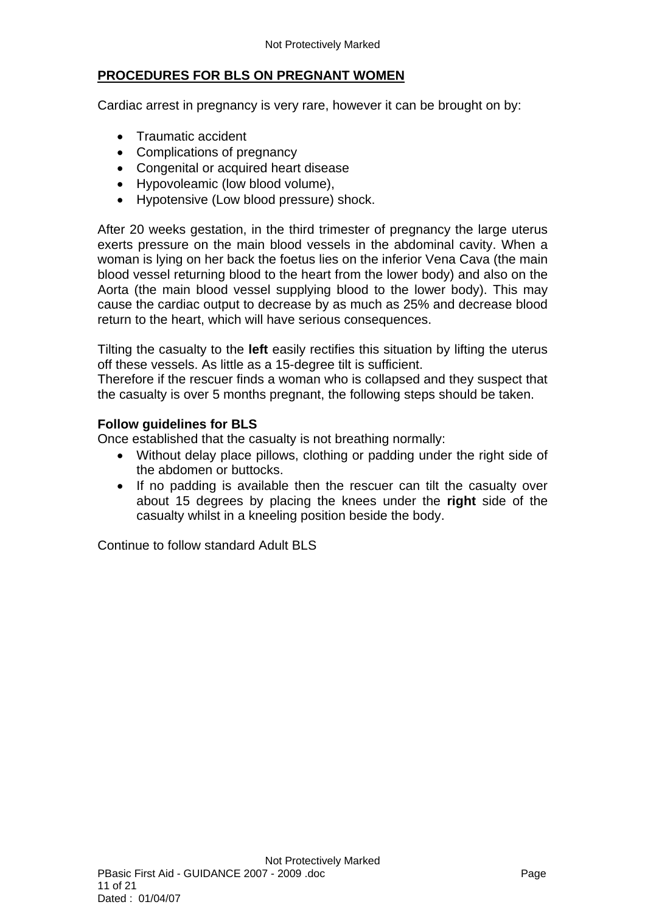## PROCEDURES FOR BLS ON PREGNANT WOMEN

Cardiac arrest in pregnancy is very rare, however it can be brought on by:

- Traumatic accident
- Complications of pregnancy
- Congenital or acquired heart disease
- Hypovoleamic (low blood volume),
- Hypotensive (Low blood pressure) shock.

After 20 weeks gestation, in the third trimester of pregnancy the large uterus exerts pressure on the main blood vessels in the abdominal cavity. When a woman is lying on her back the foetus lies on the inferior Vena Cava (the main blood vessel returning blood to the heart from the lower body) and also on the Aorta (the main blood vessel supplying blood to the lower body). This may cause the cardiac output to decrease by as much as 25% and decrease blood return to the heart, which will have serious consequences.

Tilting the casualty to the **left** easily rectifies this situation by lifting the uterus off these vessels. As little as a 15-degree tilt is sufficient.
Therefore if the rescuer finds a woman who is collapsed and they suspect that the casualty is over 5 months pregnant, the following steps should be taken.

**Follow guidelines for BLS**
Once established that the casualty is not breathing normally:

- Without delay place pillows, clothing or padding under the right side of the abdomen or buttocks.
- If no padding is available then the rescuer can tilt the casualty over about 15 degrees by placing the knees under the **right** side of the casualty whilst in a kneeling position beside the body.

Continue to follow standard Adult BLS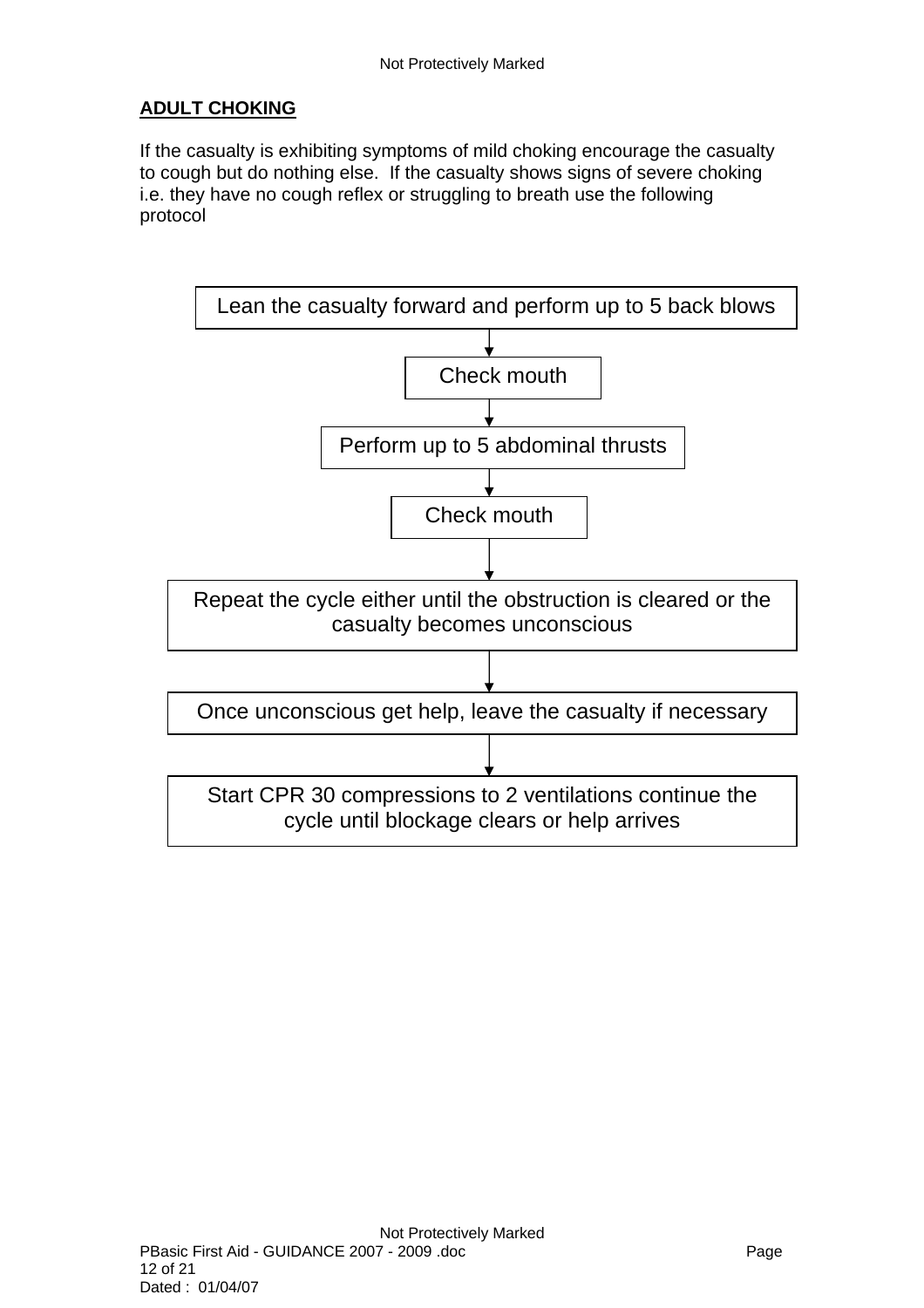**ADULT CHOKING**

If the casualty is exhibiting symptoms of mild choking encourage the casualty to cough but do nothing else. If the casualty shows signs of severe choking i.e. they have no cough reflex or struggling to breath use the following protocol

Lean the casualty forward and perform up to 5 back blows

↓

Check mouth

↓

Perform up to 5 abdominal thrusts

↓

Check mouth

↓

Repeat the cycle either until the obstruction is cleared or the casualty becomes unconscious

↓

Once unconscious get help, leave the casualty if necessary

↓

Start CPR 30 compressions to 2 ventilations continue the cycle until blockage clears or help arrives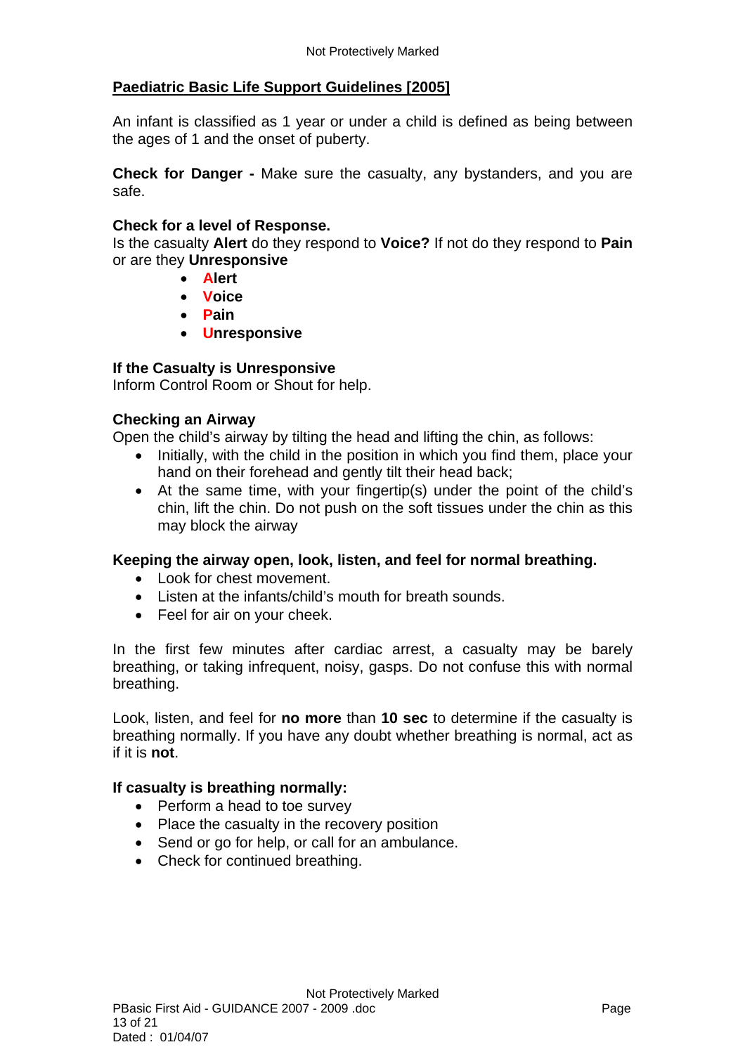## Paediatric Basic Life Support Guidelines [2005]

An infant is classified as 1 year or under a child is defined as being between the ages of 1 and the onset of puberty.

**Check for Danger -** Make sure the casualty, any bystanders, and you are safe.

**Check for a level of Response.**
Is the casualty **Alert** do they respond to **Voice?** If not do they respond to **Pain** or are they **Unresponsive**

- **Alert**
- **Voice**
- **Pain**
- **Unresponsive**

**If the Casualty is Unresponsive**
Inform Control Room or Shout for help.

**Checking an Airway**
Open the child's airway by tilting the head and lifting the chin, as follows:

- Initially, with the child in the position in which you find them, place your hand on their forehead and gently tilt their head back;
- At the same time, with your fingertip(s) under the point of the child's chin, lift the chin. Do not push on the soft tissues under the chin as this may block the airway

**Keeping the airway open, look, listen, and feel for normal breathing.**

- Look for chest movement.
- Listen at the infants/child's mouth for breath sounds.
- Feel for air on your cheek.

In the first few minutes after cardiac arrest, a casualty may be barely breathing, or taking infrequent, noisy, gasps. Do not confuse this with normal breathing.

Look, listen, and feel for **no more** than **10 sec** to determine if the casualty is breathing normally. If you have any doubt whether breathing is normal, act as if it is **not**.

**If casualty is breathing normally:**

- Perform a head to toe survey
- Place the casualty in the recovery position
- Send or go for help, or call for an ambulance.
- Check for continued breathing.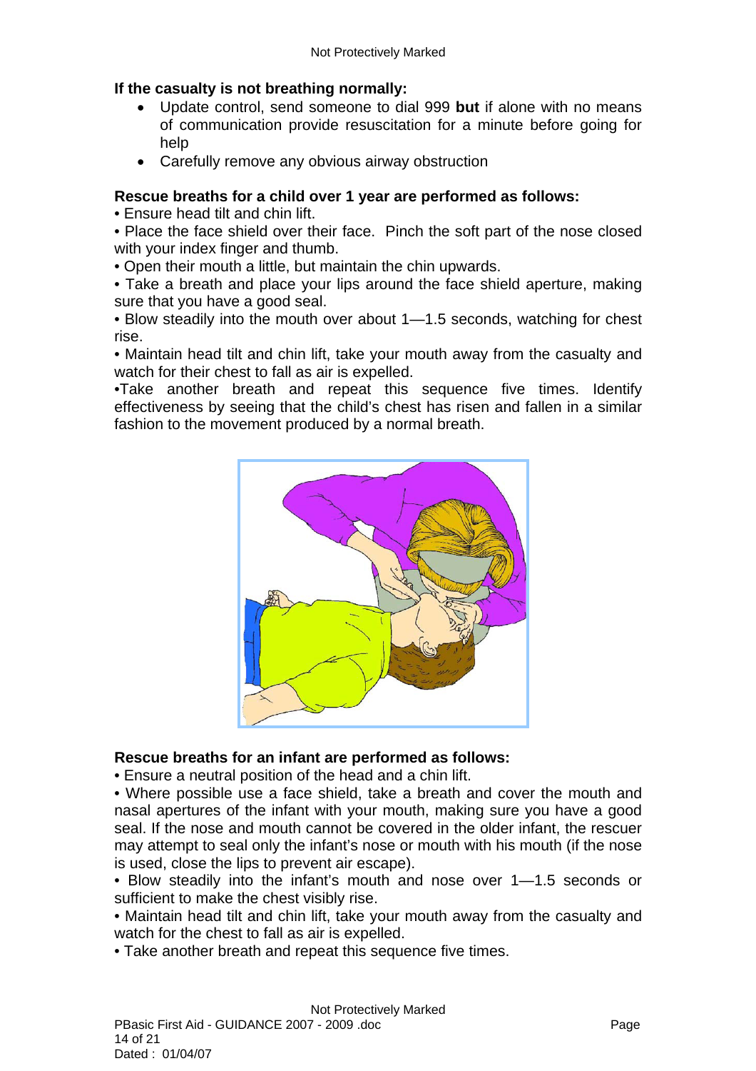**If the casualty is not breathing normally:**

- Update control, send someone to dial 999 **but** if alone with no means of communication provide resuscitation for a minute before going for help
- Carefully remove any obvious airway obstruction

**Rescue breaths for a child over 1 year are performed as follows:**

• Ensure head tilt and chin lift.

• Place the face shield over their face. Pinch the soft part of the nose closed with your index finger and thumb.

• Open their mouth a little, but maintain the chin upwards.

• Take a breath and place your lips around the face shield aperture, making sure that you have a good seal.

• Blow steadily into the mouth over about 1—1.5 seconds, watching for chest rise.

• Maintain head tilt and chin lift, take your mouth away from the casualty and watch for their chest to fall as air is expelled.

•Take another breath and repeat this sequence five times. Identify effectiveness by seeing that the child's chest has risen and fallen in a similar fashion to the movement produced by a normal breath.

**Rescue breaths for an infant are performed as follows:**

• Ensure a neutral position of the head and a chin lift.

• Where possible use a face shield, take a breath and cover the mouth and nasal apertures of the infant with your mouth, making sure you have a good seal. If the nose and mouth cannot be covered in the older infant, the rescuer may attempt to seal only the infant's nose or mouth with his mouth (if the nose is used, close the lips to prevent air escape).

• Blow steadily into the infant's mouth and nose over 1—1.5 seconds or sufficient to make the chest visibly rise.

• Maintain head tilt and chin lift, take your mouth away from the casualty and watch for the chest to fall as air is expelled.

• Take another breath and repeat this sequence five times.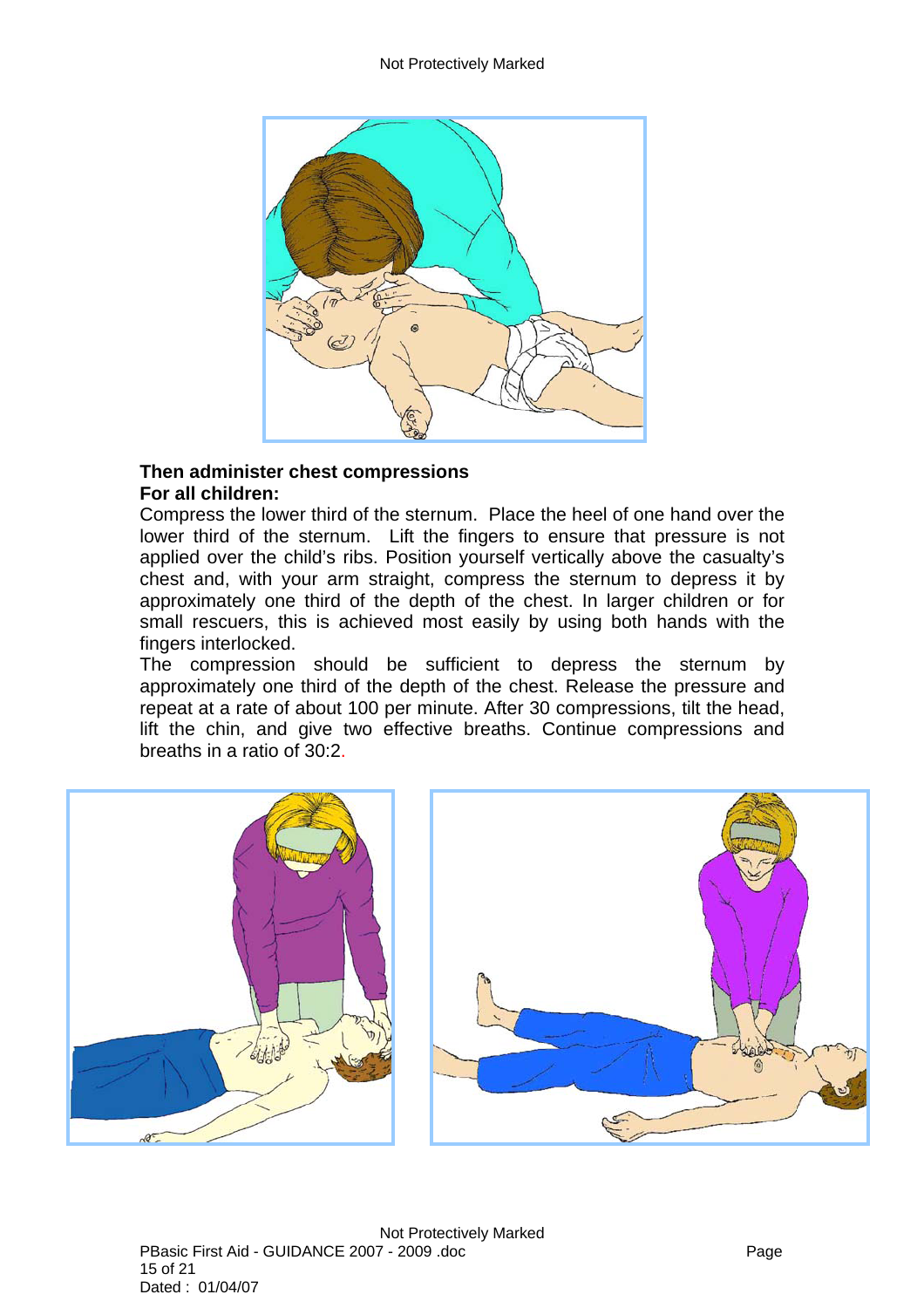**Then administer chest compressions**
**For all children:**

Compress the lower third of the sternum. Place the heel of one hand over the lower third of the sternum. Lift the fingers to ensure that pressure is not applied over the child's ribs. Position yourself vertically above the casualty's chest and, with your arm straight, compress the sternum to depress it by approximately one third of the depth of the chest. In larger children or for small rescuers, this is achieved most easily by using both hands with the fingers interlocked.

The compression should be sufficient to depress the sternum by approximately one third of the depth of the chest. Release the pressure and repeat at a rate of about 100 per minute. After 30 compressions, tilt the head, lift the chin, and give two effective breaths. Continue compressions and breaths in a ratio of 30:2.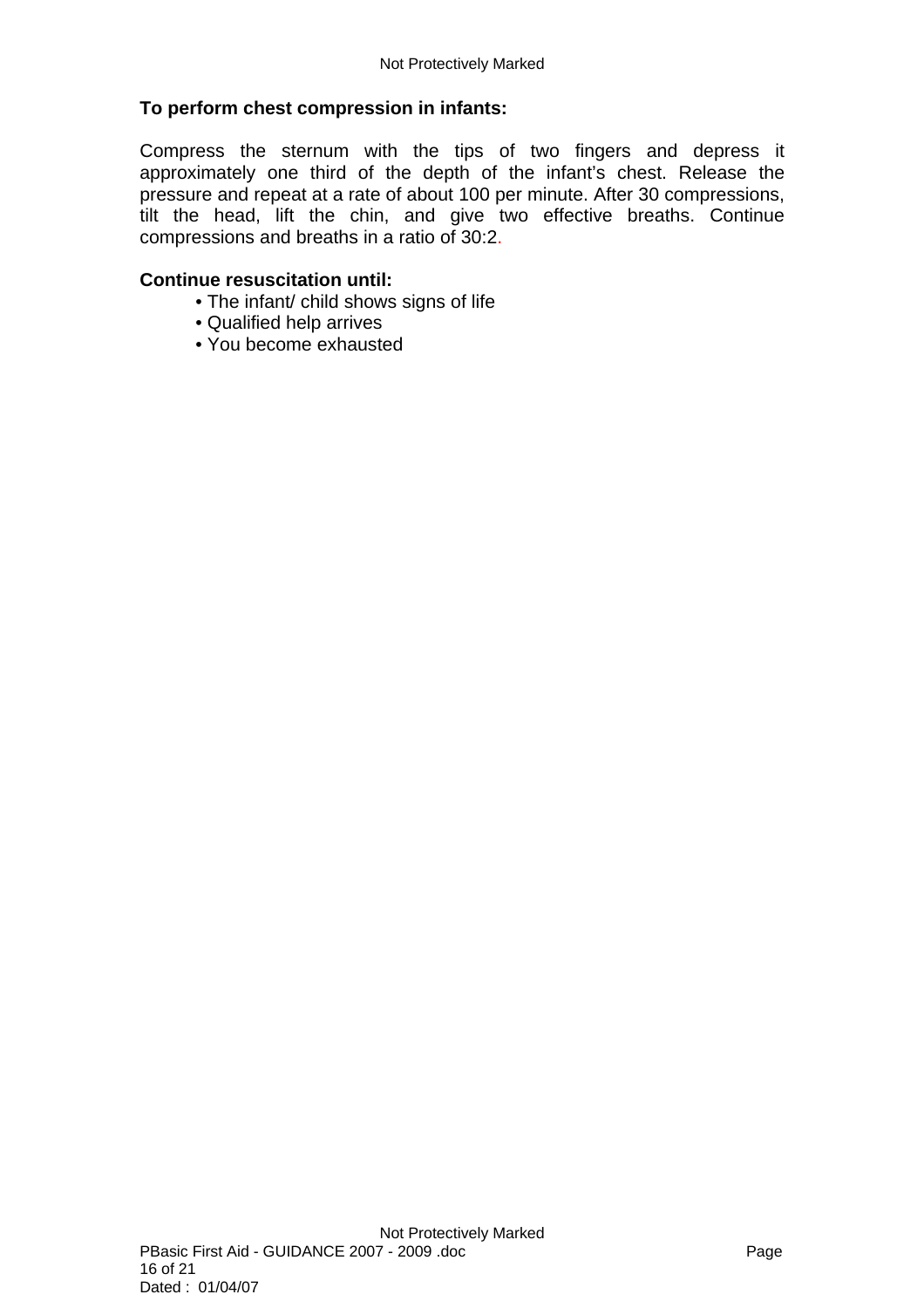**To perform chest compression in infants:**

Compress the sternum with the tips of two fingers and depress it approximately one third of the depth of the infant's chest. Release the pressure and repeat at a rate of about 100 per minute. After 30 compressions, tilt the head, lift the chin, and give two effective breaths. Continue compressions and breaths in a ratio of 30:2.

**Continue resuscitation until:**

- The infant/ child shows signs of life
- Qualified help arrives
- You become exhausted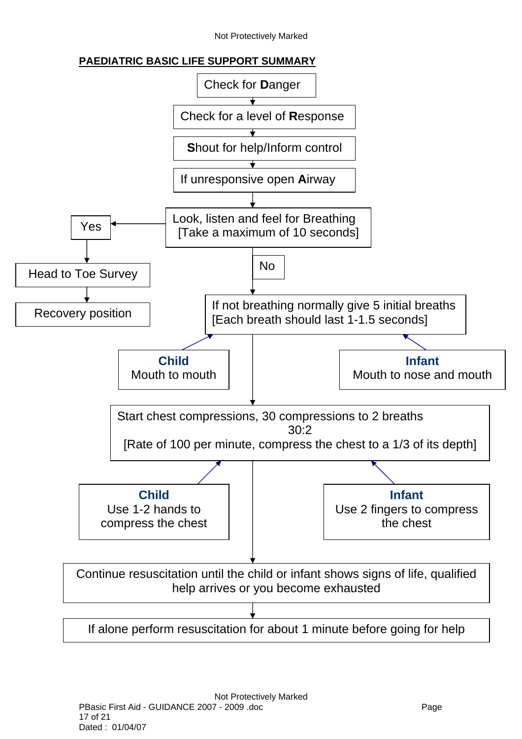## PAEDIATRIC BASIC LIFE SUPPORT SUMMARY

Check for **D**anger

↓

Check for a level of **R**esponse

↓

**S**hout for help/Inform control

↓

If unresponsive open **A**irway

↓

Look, listen and feel for Breathing
[Take a maximum of 10 seconds]

- **Yes** → Head to Toe Survey → Recovery position
- **No** ↓

If not breathing normally give 5 initial breaths
[Each breath should last 1-1.5 seconds]

- **Child**
  Mouth to mouth
- **Infant**
  Mouth to nose and mouth

↓

Start chest compressions, 30 compressions to 2 breaths
30:2
[Rate of 100 per minute, compress the chest to a 1/3 of its depth]

- **Child**
  Use 1-2 hands to compress the chest
- **Infant**
  Use 2 fingers to compress the chest

↓

Continue resuscitation until the child or infant shows signs of life, qualified help arrives or you become exhausted

↓

If alone perform resuscitation for about 1 minute before going for help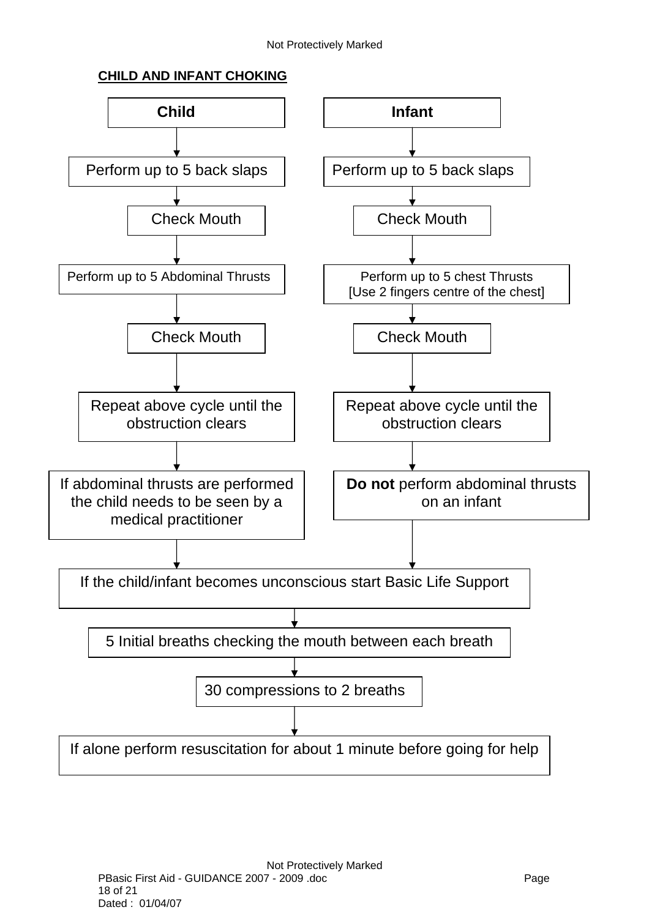## CHILD AND INFANT CHOKING

| Child | Infant |
| --- | --- |
| Perform up to 5 back slaps | Perform up to 5 back slaps |
| Check Mouth | Check Mouth |
| Perform up to 5 Abdominal Thrusts | Perform up to 5 chest Thrusts [Use 2 fingers centre of the chest] |
| Check Mouth | Check Mouth |
| Repeat above cycle until the obstruction clears | Repeat above cycle until the obstruction clears |
| If abdominal thrusts are performed the child needs to be seen by a medical practitioner | **Do not** perform abdominal thrusts on an infant |

If the child/infant becomes unconscious start Basic Life Support

↓

5 Initial breaths checking the mouth between each breath

↓

30 compressions to 2 breaths

↓

If alone perform resuscitation for about 1 minute before going for help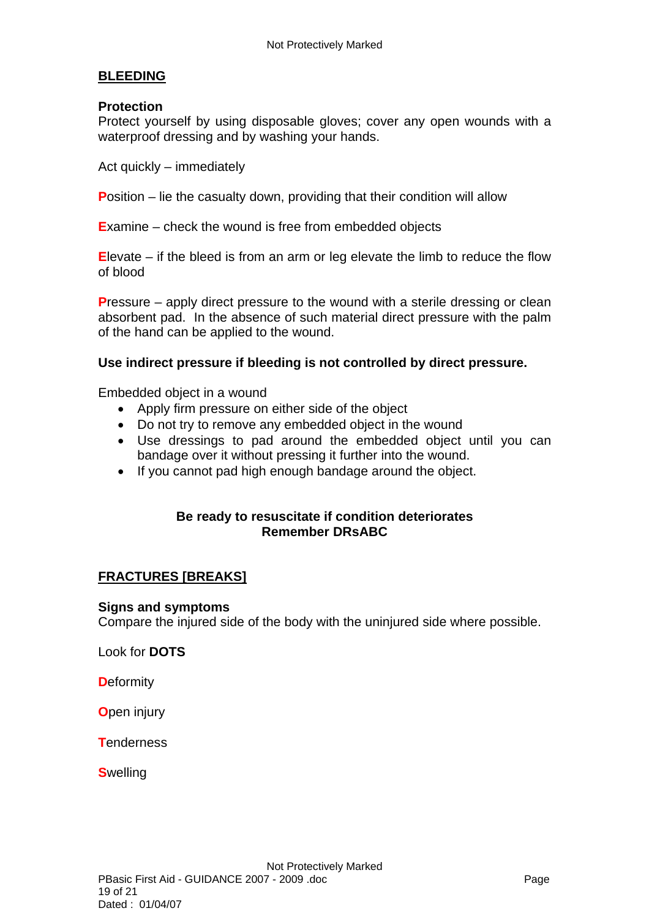## BLEEDING

**Protection**
Protect yourself by using disposable gloves; cover any open wounds with a waterproof dressing and by washing your hands.

Act quickly – immediately

**P**osition – lie the casualty down, providing that their condition will allow

**E**xamine – check the wound is free from embedded objects

**E**levate – if the bleed is from an arm or leg elevate the limb to reduce the flow of blood

**P**ressure – apply direct pressure to the wound with a sterile dressing or clean absorbent pad. In the absence of such material direct pressure with the palm of the hand can be applied to the wound.

**Use indirect pressure if bleeding is not controlled by direct pressure.**

Embedded object in a wound

- Apply firm pressure on either side of the object
- Do not try to remove any embedded object in the wound
- Use dressings to pad around the embedded object until you can bandage over it without pressing it further into the wound.
- If you cannot pad high enough bandage around the object.

**Be ready to resuscitate if condition deteriorates**
**Remember DRsABC**

## FRACTURES [BREAKS]

**Signs and symptoms**
Compare the injured side of the body with the uninjured side where possible.

Look for **DOTS**

**D**eformity

**O**pen injury

**T**enderness

**S**welling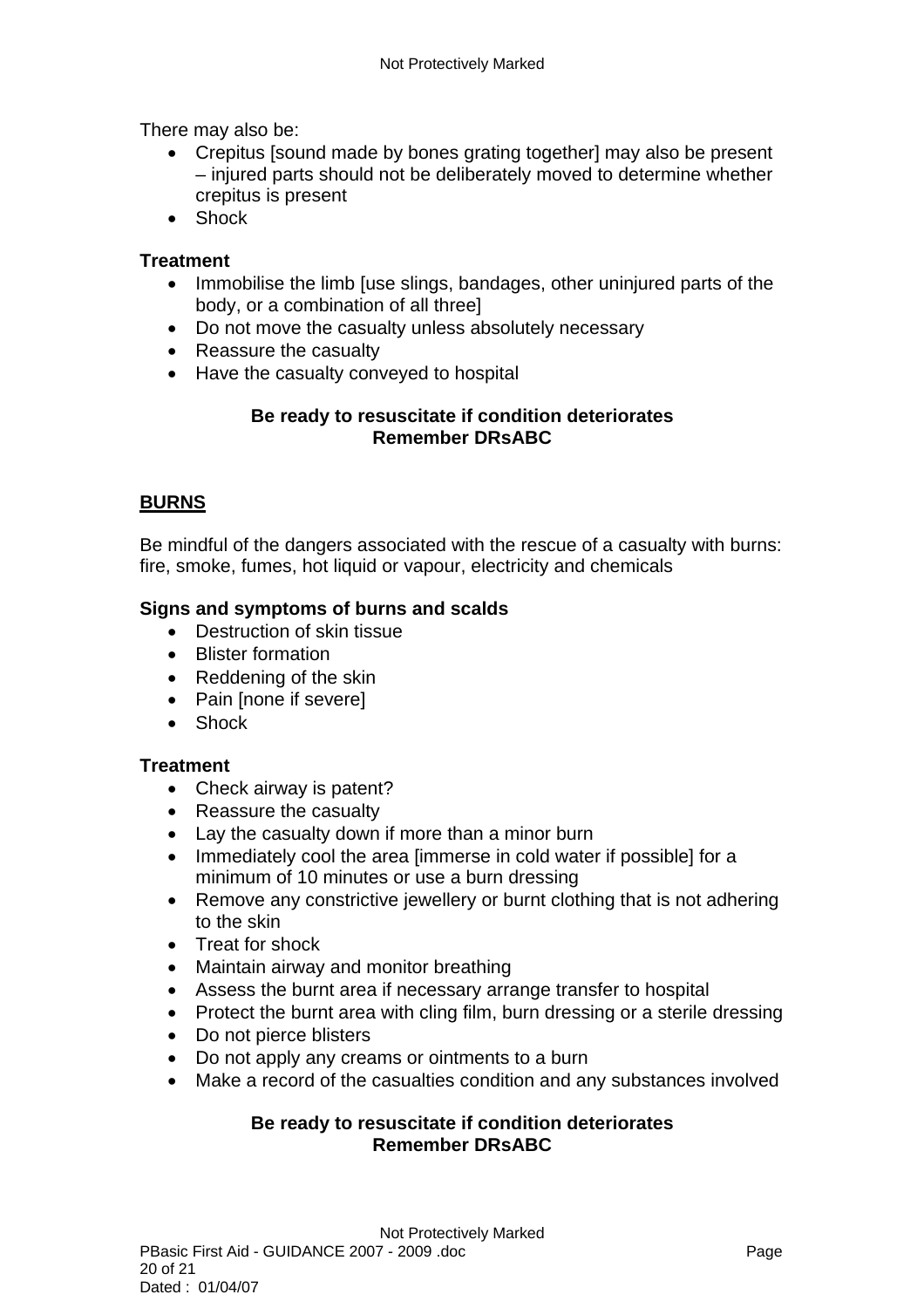There may also be:

- Crepitus [sound made by bones grating together] may also be present – injured parts should not be deliberately moved to determine whether crepitus is present
- Shock

**Treatment**

- Immobilise the limb [use slings, bandages, other uninjured parts of the body, or a combination of all three]
- Do not move the casualty unless absolutely necessary
- Reassure the casualty
- Have the casualty conveyed to hospital

**Be ready to resuscitate if condition deteriorates**
**Remember DRsABC**

## BURNS

Be mindful of the dangers associated with the rescue of a casualty with burns: fire, smoke, fumes, hot liquid or vapour, electricity and chemicals

**Signs and symptoms of burns and scalds**

- Destruction of skin tissue
- Blister formation
- Reddening of the skin
- Pain [none if severe]
- Shock

**Treatment**

- Check airway is patent?
- Reassure the casualty
- Lay the casualty down if more than a minor burn
- Immediately cool the area [immerse in cold water if possible] for a minimum of 10 minutes or use a burn dressing
- Remove any constrictive jewellery or burnt clothing that is not adhering to the skin
- Treat for shock
- Maintain airway and monitor breathing
- Assess the burnt area if necessary arrange transfer to hospital
- Protect the burnt area with cling film, burn dressing or a sterile dressing
- Do not pierce blisters
- Do not apply any creams or ointments to a burn
- Make a record of the casualties condition and any substances involved

**Be ready to resuscitate if condition deteriorates**
**Remember DRsABC**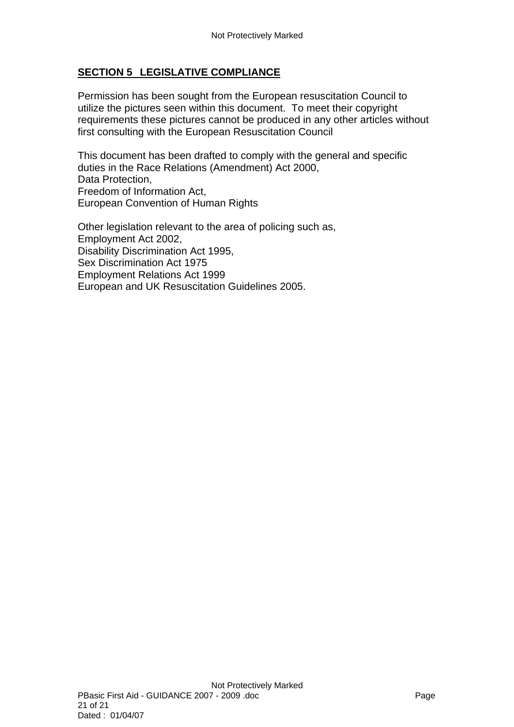## SECTION 5 LEGISLATIVE COMPLIANCE

Permission has been sought from the European resuscitation Council to utilize the pictures seen within this document. To meet their copyright requirements these pictures cannot be produced in any other articles without first consulting with the European Resuscitation Council

This document has been drafted to comply with the general and specific duties in the Race Relations (Amendment) Act 2000,
Data Protection,
Freedom of Information Act,
European Convention of Human Rights

Other legislation relevant to the area of policing such as,
Employment Act 2002,
Disability Discrimination Act 1995,
Sex Discrimination Act 1975
Employment Relations Act 1999
European and UK Resuscitation Guidelines 2005.